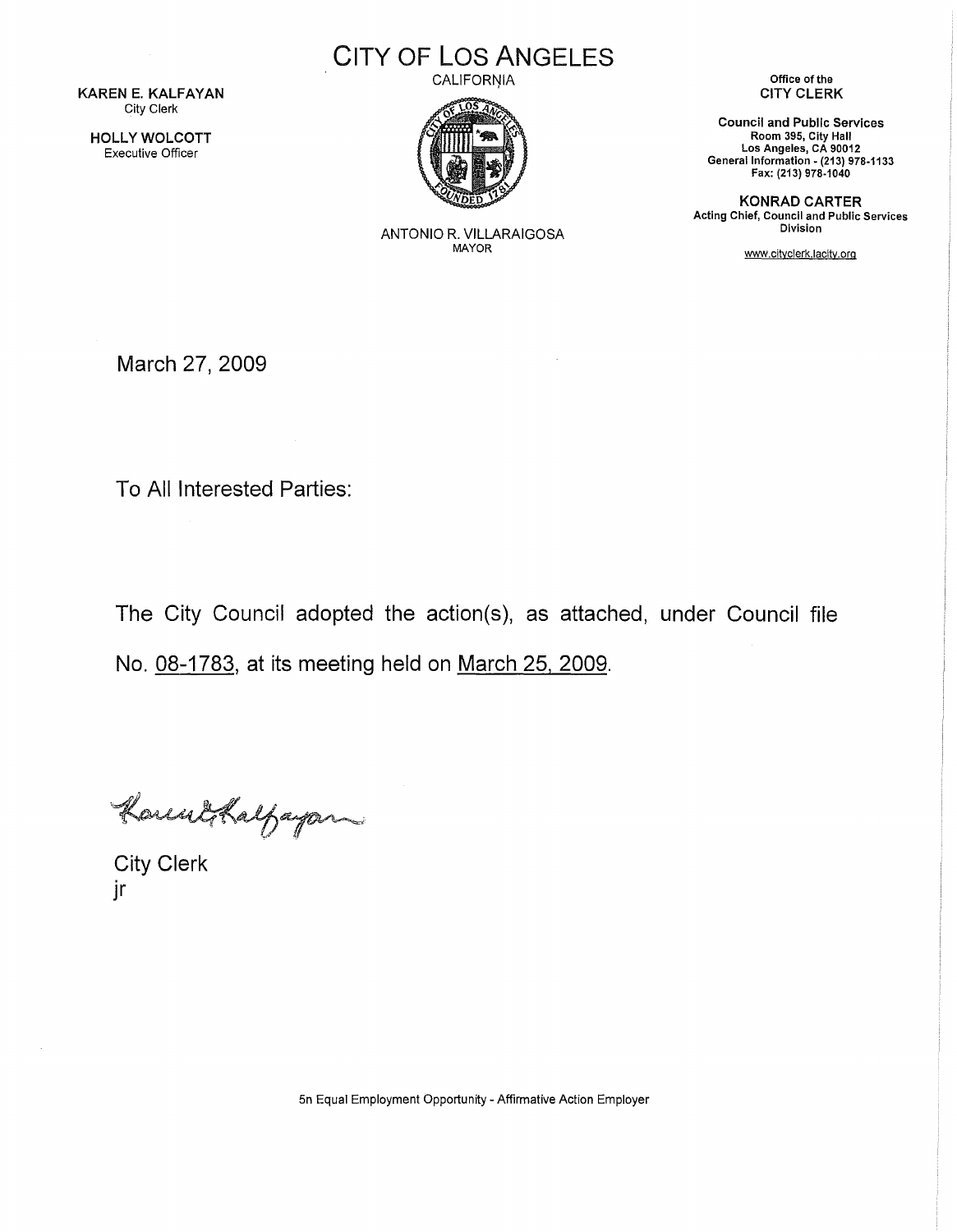# CITY OF LOS ANGELES

CALIFORNIA

ANTONIO R. VILLARAIGOSA
MAYOR

**KAREN E. KALFAYAN**
City Clerk

**HOLLY WOLCOTT**
Executive Officer

Office of the
**CITY CLERK**

**Council and Public Services**
Room 395, City Hall
Los Angeles, CA 90012
General Information - (213) 978-1133
Fax: (213) 978-1040

**KONRAD CARTER**
Acting Chief, Council and Public Services Division

www.cityclerk.lacity.org

March 27, 2009

To All Interested Parties:

The City Council adopted the action(s), as attached, under Council file No. 08-1783, at its meeting held on March 25, 2009.

Karen E. Kalfayan

City Clerk
jr

5n Equal Employment Opportunity - Affirmative Action Employer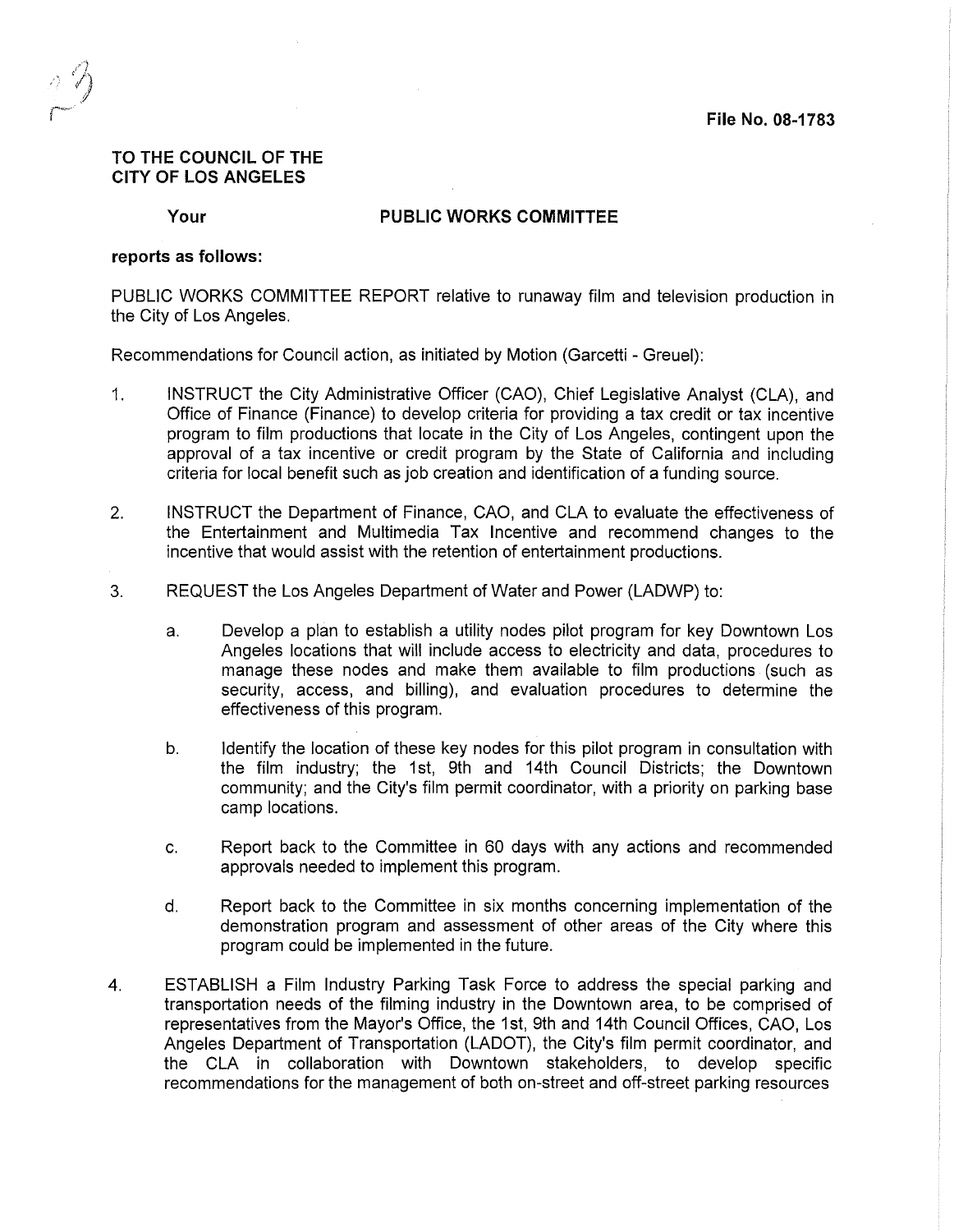File No. 08-1783

**TO THE COUNCIL OF THE CITY OF LOS ANGELES**

**Your PUBLIC WORKS COMMITTEE**

**reports as follows:**

PUBLIC WORKS COMMITTEE REPORT relative to runaway film and television production in the City of Los Angeles.

Recommendations for Council action, as initiated by Motion (Garcetti - Greuel):

1. INSTRUCT the City Administrative Officer (CAO), Chief Legislative Analyst (CLA), and Office of Finance (Finance) to develop criteria for providing a tax credit or tax incentive program to film productions that locate in the City of Los Angeles, contingent upon the approval of a tax incentive or credit program by the State of California and including criteria for local benefit such as job creation and identification of a funding source.

2. INSTRUCT the Department of Finance, CAO, and CLA to evaluate the effectiveness of the Entertainment and Multimedia Tax Incentive and recommend changes to the incentive that would assist with the retention of entertainment productions.

3. REQUEST the Los Angeles Department of Water and Power (LADWP) to:

   a. Develop a plan to establish a utility nodes pilot program for key Downtown Los Angeles locations that will include access to electricity and data, procedures to manage these nodes and make them available to film productions (such as security, access, and billing), and evaluation procedures to determine the effectiveness of this program.

   b. Identify the location of these key nodes for this pilot program in consultation with the film industry; the 1st, 9th and 14th Council Districts; the Downtown community; and the City's film permit coordinator, with a priority on parking base camp locations.

   c. Report back to the Committee in 60 days with any actions and recommended approvals needed to implement this program.

   d. Report back to the Committee in six months concerning implementation of the demonstration program and assessment of other areas of the City where this program could be implemented in the future.

4. ESTABLISH a Film Industry Parking Task Force to address the special parking and transportation needs of the filming industry in the Downtown area, to be comprised of representatives from the Mayor's Office, the 1st, 9th and 14th Council Offices, CAO, Los Angeles Department of Transportation (LADOT), the City's film permit coordinator, and the CLA in collaboration with Downtown stakeholders, to develop specific recommendations for the management of both on-street and off-street parking resources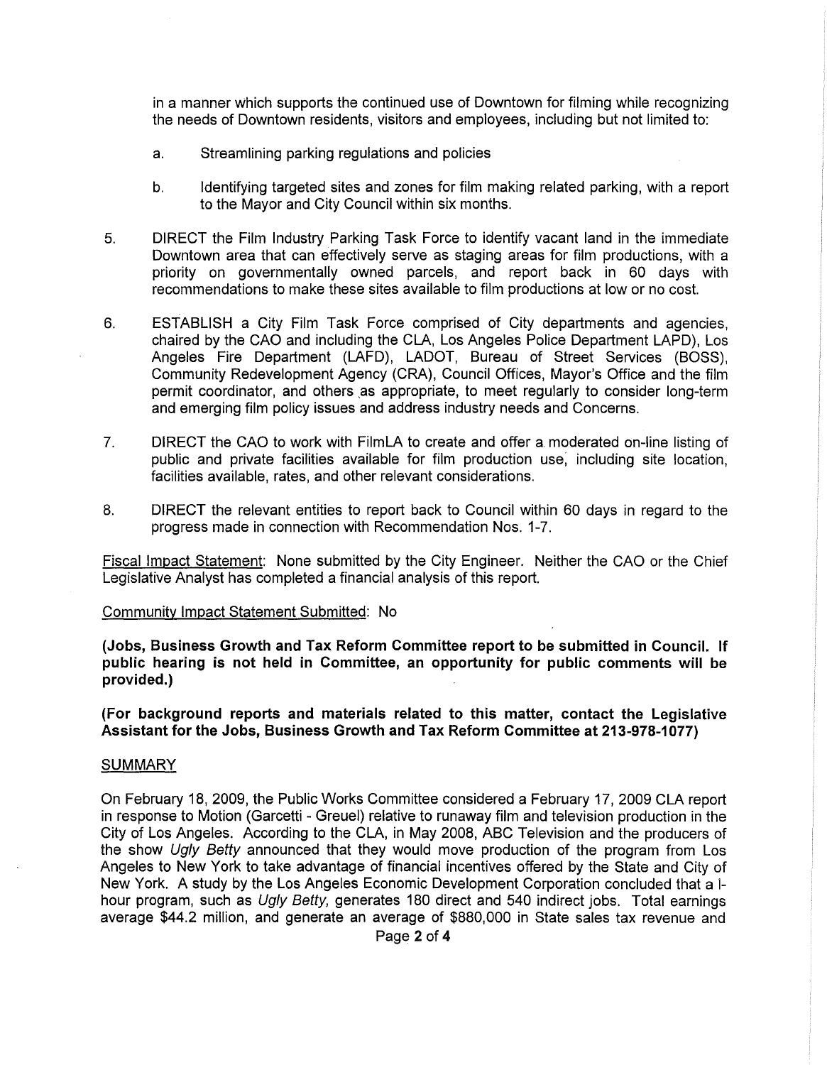in a manner which supports the continued use of Downtown for filming while recognizing the needs of Downtown residents, visitors and employees, including but not limited to:

a. Streamlining parking regulations and policies

b. Identifying targeted sites and zones for film making related parking, with a report to the Mayor and City Council within six months.

5. DIRECT the Film Industry Parking Task Force to identify vacant land in the immediate Downtown area that can effectively serve as staging areas for film productions, with a priority on governmentally owned parcels, and report back in 60 days with recommendations to make these sites available to film productions at low or no cost.

6. ESTABLISH a City Film Task Force comprised of City departments and agencies, chaired by the CAO and including the CLA, Los Angeles Police Department LAPD), Los Angeles Fire Department (LAFD), LADOT, Bureau of Street Services (BOSS), Community Redevelopment Agency (CRA), Council Offices, Mayor's Office and the film permit coordinator, and others as appropriate, to meet regularly to consider long-term and emerging film policy issues and address industry needs and Concerns.

7. DIRECT the CAO to work with FilmLA to create and offer a moderated on-line listing of public and private facilities available for film production use, including site location, facilities available, rates, and other relevant considerations.

8. DIRECT the relevant entities to report back to Council within 60 days in regard to the progress made in connection with Recommendation Nos. 1-7.

Fiscal Impact Statement: None submitted by the City Engineer. Neither the CAO or the Chief Legislative Analyst has completed a financial analysis of this report.

Community Impact Statement Submitted: No

**(Jobs, Business Growth and Tax Reform Committee report to be submitted in Council. If public hearing is not held in Committee, an opportunity for public comments will be provided.)**

**(For background reports and materials related to this matter, contact the Legislative Assistant for the Jobs, Business Growth and Tax Reform Committee at 213-978-1077)**

SUMMARY

On February 18, 2009, the Public Works Committee considered a February 17, 2009 CLA report in response to Motion (Garcetti - Greuel) relative to runaway film and television production in the City of Los Angeles. According to the CLA, in May 2008, ABC Television and the producers of the show *Ugly Betty* announced that they would move production of the program from Los Angeles to New York to take advantage of financial incentives offered by the State and City of New York. A study by the Los Angeles Economic Development Corporation concluded that a l-hour program, such as *Ugly Betty,* generates 180 direct and 540 indirect jobs. Total earnings average $44.2 million, and generate an average of $880,000 in State sales tax revenue and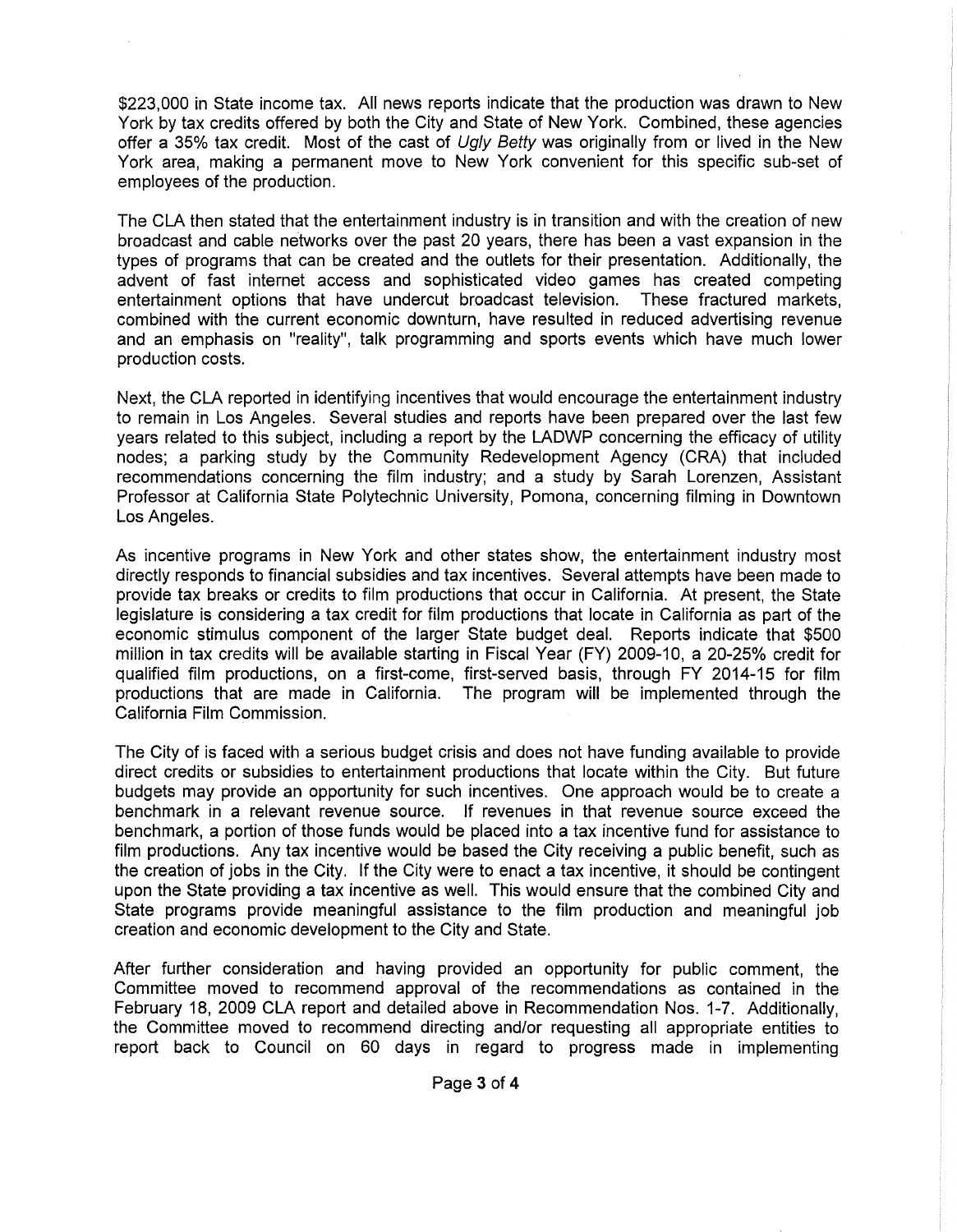$223,000 in State income tax. All news reports indicate that the production was drawn to New York by tax credits offered by both the City and State of New York. Combined, these agencies offer a 35% tax credit. Most of the cast of *Ugly Betty* was originally from or lived in the New York area, making a permanent move to New York convenient for this specific sub-set of employees of the production.

The CLA then stated that the entertainment industry is in transition and with the creation of new broadcast and cable networks over the past 20 years, there has been a vast expansion in the types of programs that can be created and the outlets for their presentation. Additionally, the advent of fast internet access and sophisticated video games has created competing entertainment options that have undercut broadcast television. These fractured markets, combined with the current economic downturn, have resulted in reduced advertising revenue and an emphasis on "reality", talk programming and sports events which have much lower production costs.

Next, the CLA reported in identifying incentives that would encourage the entertainment industry to remain in Los Angeles. Several studies and reports have been prepared over the last few years related to this subject, including a report by the LADWP concerning the efficacy of utility nodes; a parking study by the Community Redevelopment Agency (CRA) that included recommendations concerning the film industry; and a study by Sarah Lorenzen, Assistant Professor at California State Polytechnic University, Pomona, concerning filming in Downtown Los Angeles.

As incentive programs in New York and other states show, the entertainment industry most directly responds to financial subsidies and tax incentives. Several attempts have been made to provide tax breaks or credits to film productions that occur in California. At present, the State legislature is considering a tax credit for film productions that locate in California as part of the economic stimulus component of the larger State budget deal. Reports indicate that $500 million in tax credits will be available starting in Fiscal Year (FY) 2009-10, a 20-25% credit for qualified film productions, on a first-come, first-served basis, through FY 2014-15 for film productions that are made in California. The program will be implemented through the California Film Commission.

The City of is faced with a serious budget crisis and does not have funding available to provide direct credits or subsidies to entertainment productions that locate within the City. But future budgets may provide an opportunity for such incentives. One approach would be to create a benchmark in a relevant revenue source. If revenues in that revenue source exceed the benchmark, a portion of those funds would be placed into a tax incentive fund for assistance to film productions. Any tax incentive would be based the City receiving a public benefit, such as the creation of jobs in the City. If the City were to enact a tax incentive, it should be contingent upon the State providing a tax incentive as well. This would ensure that the combined City and State programs provide meaningful assistance to the film production and meaningful job creation and economic development to the City and State.

After further consideration and having provided an opportunity for public comment, the Committee moved to recommend approval of the recommendations as contained in the February 18, 2009 CLA report and detailed above in Recommendation Nos. 1-7. Additionally, the Committee moved to recommend directing and/or requesting all appropriate entities to report back to Council on 60 days in regard to progress made in implementing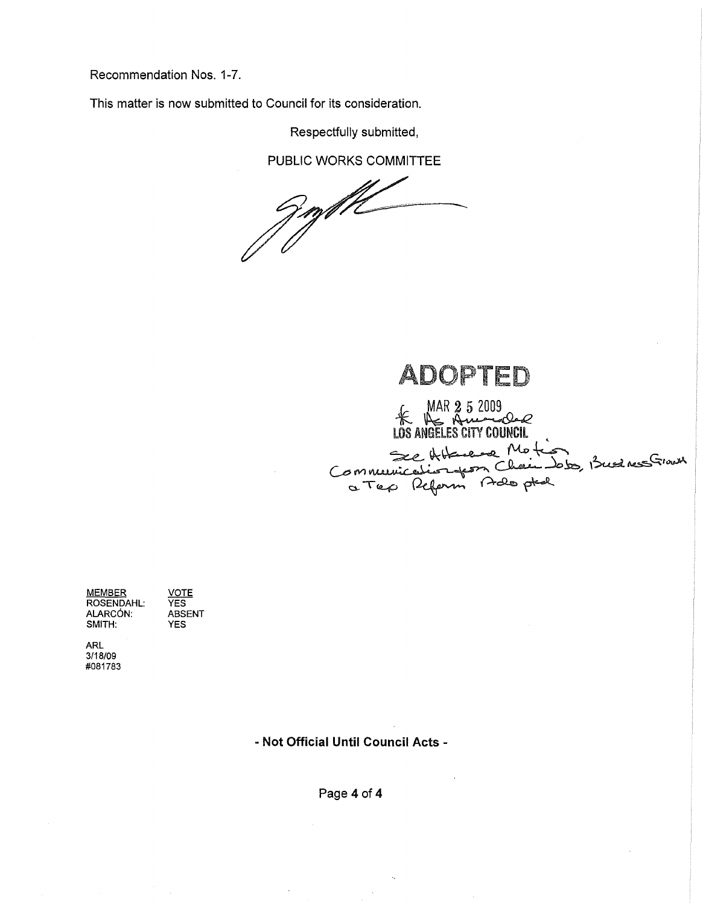Recommendation Nos. 1-7.

This matter is now submitted to Council for its consideration.

Respectfully submitted,

PUBLIC WORKS COMMITTEE

**ADOPTED**

MAR 2 5 2009

\* As Amended

LOS ANGELES CITY COUNCIL

See Attached Motion

Communication from Chair Jobs, Business Growth & Tax Reform Adopted

| MEMBER | VOTE |
|---|---|
| ROSENDAHL: | YES |
| ALARCÓN: | ABSENT |
| SMITH: | YES |

ARL
3/18/09
#081783

**- Not Official Until Council Acts -**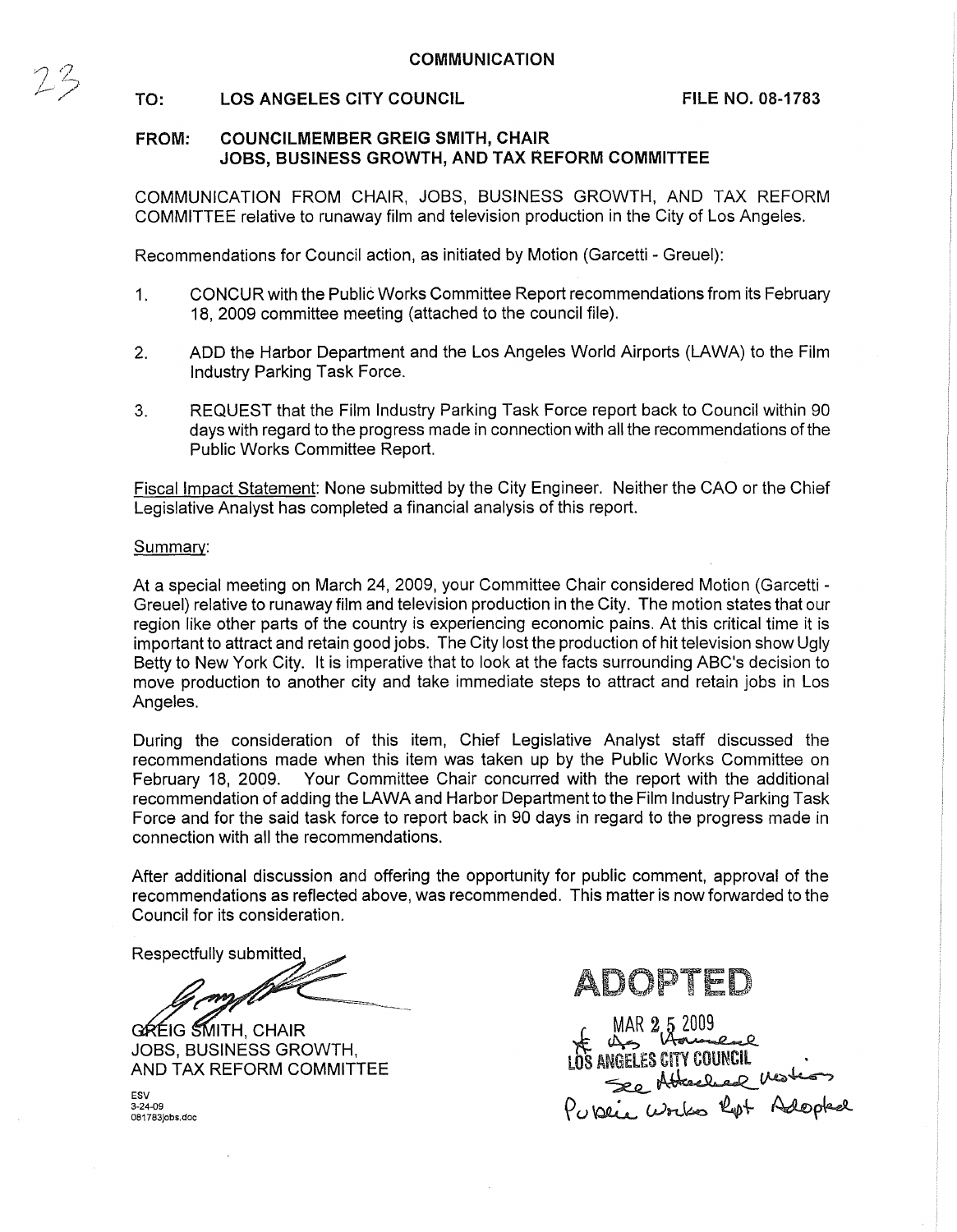23

## COMMUNICATION

**TO: LOS ANGELES CITY COUNCIL** **FILE NO. 08-1783**

**FROM: COUNCILMEMBER GREIG SMITH, CHAIR**
**JOBS, BUSINESS GROWTH, AND TAX REFORM COMMITTEE**

COMMUNICATION FROM CHAIR, JOBS, BUSINESS GROWTH, AND TAX REFORM COMMITTEE relative to runaway film and television production in the City of Los Angeles.

Recommendations for Council action, as initiated by Motion (Garcetti - Greuel):

1. CONCUR with the Public Works Committee Report recommendations from its February 18, 2009 committee meeting (attached to the council file).

2. ADD the Harbor Department and the Los Angeles World Airports (LAWA) to the Film Industry Parking Task Force.

3. REQUEST that the Film Industry Parking Task Force report back to Council within 90 days with regard to the progress made in connection with all the recommendations of the Public Works Committee Report.

Fiscal Impact Statement: None submitted by the City Engineer. Neither the CAO or the Chief Legislative Analyst has completed a financial analysis of this report.

Summary:

At a special meeting on March 24, 2009, your Committee Chair considered Motion (Garcetti - Greuel) relative to runaway film and television production in the City. The motion states that our region like other parts of the country is experiencing economic pains. At this critical time it is important to attract and retain good jobs. The City lost the production of hit television show Ugly Betty to New York City. It is imperative that to look at the facts surrounding ABC's decision to move production to another city and take immediate steps to attract and retain jobs in Los Angeles.

During the consideration of this item, Chief Legislative Analyst staff discussed the recommendations made when this item was taken up by the Public Works Committee on February 18, 2009. Your Committee Chair concurred with the report with the additional recommendation of adding the LAWA and Harbor Department to the Film Industry Parking Task Force and for the said task force to report back in 90 days in regard to the progress made in connection with all the recommendations.

After additional discussion and offering the opportunity for public comment, approval of the recommendations as reflected above, was recommended. This matter is now forwarded to the Council for its consideration.

Respectfully submitted,

GREIG SMITH, CHAIR
JOBS, BUSINESS GROWTH,
AND TAX REFORM COMMITTEE

ESV
3-24-09
081783jobs.doc

ADOPTED
MAR 25 2009
As Amended
LOS ANGELES CITY COUNCIL
See Attached Motion
Public Works Rpt Adopted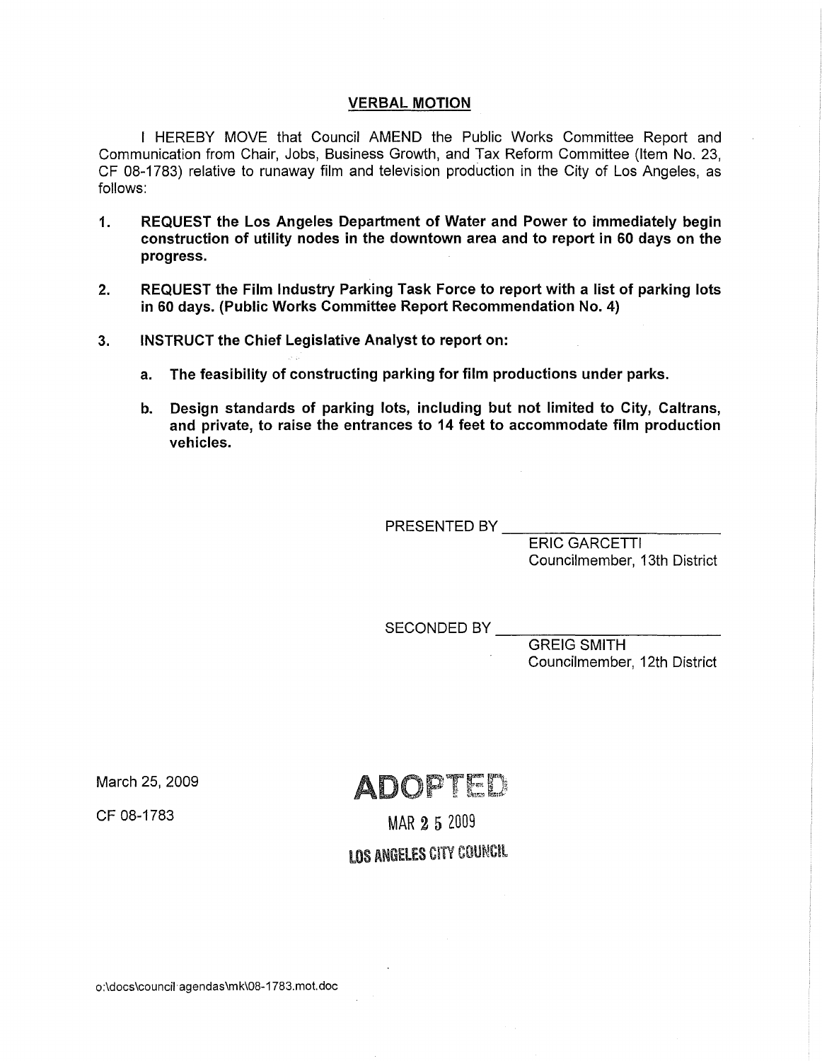## VERBAL MOTION

I HEREBY MOVE that Council AMEND the Public Works Committee Report and Communication from Chair, Jobs, Business Growth, and Tax Reform Committee (Item No. 23, CF 08-1783) relative to runaway film and television production in the City of Los Angeles, as follows:

1. **REQUEST the Los Angeles Department of Water and Power to immediately begin construction of utility nodes in the downtown area and to report in 60 days on the progress.**

2. **REQUEST the Film Industry Parking Task Force to report with a list of parking lots in 60 days. (Public Works Committee Report Recommendation No. 4)**

3. **INSTRUCT the Chief Legislative Analyst to report on:**

   a. **The feasibility of constructing parking for film productions under parks.**

   b. **Design standards of parking lots, including but not limited to City, Caltrans, and private, to raise the entrances to 14 feet to accommodate film production vehicles.**

PRESENTED BY \_\_\_\_\_\_\_\_\_\_\_\_\_\_\_\_\_\_\_\_\_\_\_\_
ERIC GARCETTI
Councilmember, 13th District

SECONDED BY \_\_\_\_\_\_\_\_\_\_\_\_\_\_\_\_\_\_\_\_\_\_\_\_
GREIG SMITH
Councilmember, 12th District

March 25, 2009

CF 08-1783

ADOPTED
MAR 25 2009
LOS ANGELES CITY COUNCIL

o:\docs\council agendas\mk\08-1783.mot.doc